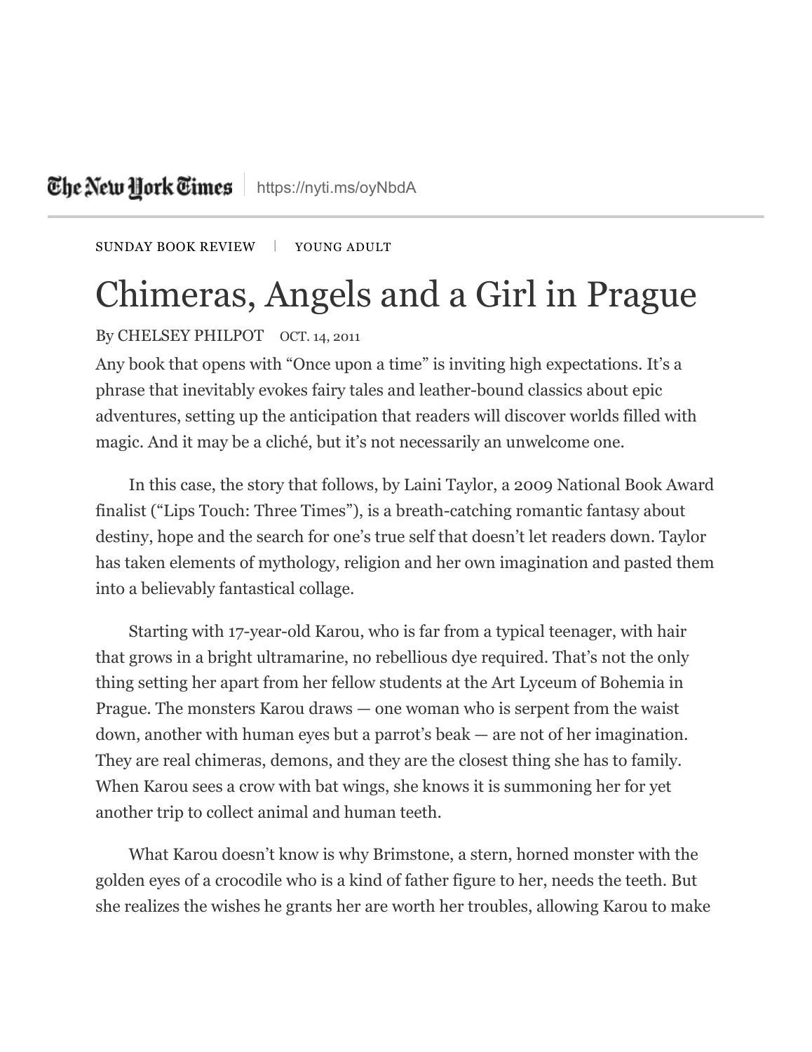The New York Times | https://nyti.ms/oyNbdA

SUNDAY BOOK REVIEW | YOUNG ADULT

# Chimeras, Angels and a Girl in Prague

By CHELSEY PHILPOT OCT. 14, 2011

Any book that opens with “Once upon a time” is inviting high expectations. It’s a phrase that inevitably evokes fairy tales and leather-bound classics about epic adventures, setting up the anticipation that readers will discover worlds filled with magic. And it may be a cliché, but it’s not necessarily an unwelcome one.

In this case, the story that follows, by Laini Taylor, a 2009 National Book Award finalist (“Lips Touch: Three Times”), is a breath-catching romantic fantasy about destiny, hope and the search for one’s true self that doesn’t let readers down. Taylor has taken elements of mythology, religion and her own imagination and pasted them into a believably fantastical collage.

Starting with 17-year-old Karou, who is far from a typical teenager, with hair that grows in a bright ultramarine, no rebellious dye required. That’s not the only thing setting her apart from her fellow students at the Art Lyceum of Bohemia in Prague. The monsters Karou draws — one woman who is serpent from the waist down, another with human eyes but a parrot’s beak — are not of her imagination. They are real chimeras, demons, and they are the closest thing she has to family. When Karou sees a crow with bat wings, she knows it is summoning her for yet another trip to collect animal and human teeth.

What Karou doesn’t know is why Brimstone, a stern, horned monster with the golden eyes of a crocodile who is a kind of father figure to her, needs the teeth. But she realizes the wishes he grants her are worth her troubles, allowing Karou to make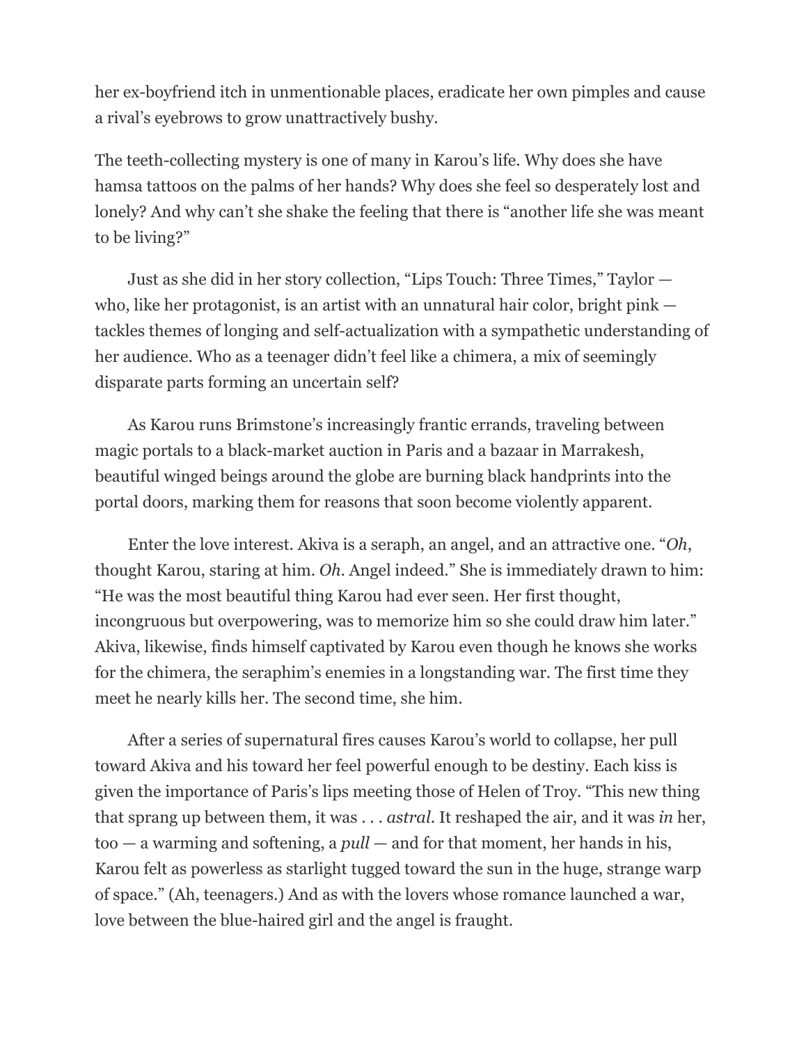her ex-boyfriend itch in unmentionable places, eradicate her own pimples and cause a rival's eyebrows to grow unattractively bushy.

The teeth-collecting mystery is one of many in Karou's life. Why does she have hamsa tattoos on the palms of her hands? Why does she feel so desperately lost and lonely? And why can't she shake the feeling that there is "another life she was meant to be living?"

Just as she did in her story collection, "Lips Touch: Three Times," Taylor — who, like her protagonist, is an artist with an unnatural hair color, bright pink — tackles themes of longing and self-actualization with a sympathetic understanding of her audience. Who as a teenager didn't feel like a chimera, a mix of seemingly disparate parts forming an uncertain self?

As Karou runs Brimstone's increasingly frantic errands, traveling between magic portals to a black-market auction in Paris and a bazaar in Marrakesh, beautiful winged beings around the globe are burning black handprints into the portal doors, marking them for reasons that soon become violently apparent.

Enter the love interest. Akiva is a seraph, an angel, and an attractive one. "*Oh*, thought Karou, staring at him. *Oh*. Angel indeed." She is immediately drawn to him: "He was the most beautiful thing Karou had ever seen. Her first thought, incongruous but overpowering, was to memorize him so she could draw him later." Akiva, likewise, finds himself captivated by Karou even though he knows she works for the chimera, the seraphim's enemies in a longstanding war. The first time they meet he nearly kills her. The second time, she him.

After a series of supernatural fires causes Karou's world to collapse, her pull toward Akiva and his toward her feel powerful enough to be destiny. Each kiss is given the importance of Paris's lips meeting those of Helen of Troy. "This new thing that sprang up between them, it was . . . *astral*. It reshaped the air, and it was *in* her, too — a warming and softening, a *pull* — and for that moment, her hands in his, Karou felt as powerless as starlight tugged toward the sun in the huge, strange warp of space." (Ah, teenagers.) And as with the lovers whose romance launched a war, love between the blue-haired girl and the angel is fraught.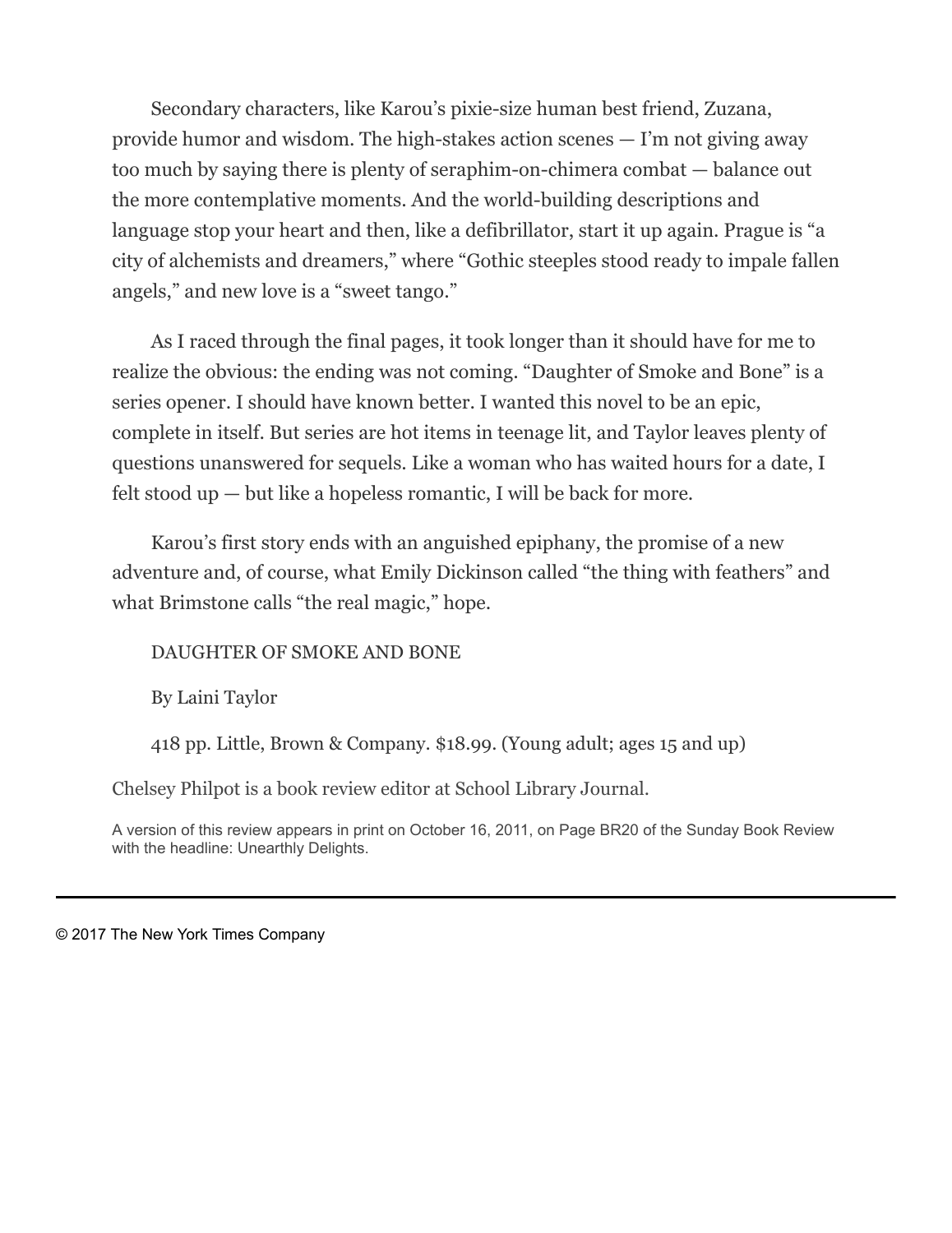Secondary characters, like Karou's pixie-size human best friend, Zuzana, provide humor and wisdom. The high-stakes action scenes — I'm not giving away too much by saying there is plenty of seraphim-on-chimera combat — balance out the more contemplative moments. And the world-building descriptions and language stop your heart and then, like a defibrillator, start it up again. Prague is "a city of alchemists and dreamers," where "Gothic steeples stood ready to impale fallen angels," and new love is a "sweet tango."

As I raced through the final pages, it took longer than it should have for me to realize the obvious: the ending was not coming. "Daughter of Smoke and Bone" is a series opener. I should have known better. I wanted this novel to be an epic, complete in itself. But series are hot items in teenage lit, and Taylor leaves plenty of questions unanswered for sequels. Like a woman who has waited hours for a date, I felt stood up — but like a hopeless romantic, I will be back for more.

Karou's first story ends with an anguished epiphany, the promise of a new adventure and, of course, what Emily Dickinson called "the thing with feathers" and what Brimstone calls "the real magic," hope.

DAUGHTER OF SMOKE AND BONE

By Laini Taylor

418 pp. Little, Brown & Company. $18.99. (Young adult; ages 15 and up)

Chelsey Philpot is a book review editor at School Library Journal.

A version of this review appears in print on October 16, 2011, on Page BR20 of the Sunday Book Review with the headline: Unearthly Delights.

---

© 2017 The New York Times Company